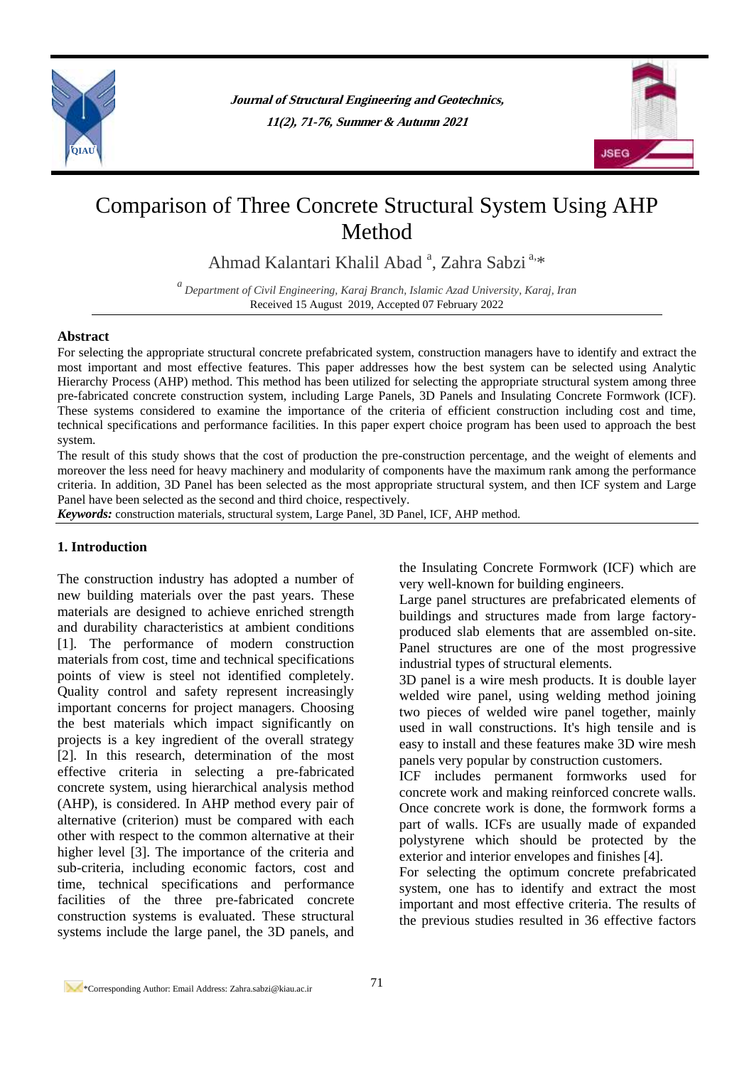# Comparison of Three Concrete Structural System Using AHP Method

Ahmad Kalantari Khalil Abad [a], Zahra Sabzi [a,*]

[a] *Department of Civil Engineering, Karaj Branch, Islamic Azad University, Karaj, Iran*

Received 15 August 2019, Accepted 07 February 2022

## Abstract

For selecting the appropriate structural concrete prefabricated system, construction managers have to identify and extract the most important and most effective features. This paper addresses how the best system can be selected using Analytic Hierarchy Process (AHP) method. This method has been utilized for selecting the appropriate structural system among three pre-fabricated concrete construction system, including Large Panels, 3D Panels and Insulating Concrete Formwork (ICF). These systems considered to examine the importance of the criteria of efficient construction including cost and time, technical specifications and performance facilities. In this paper expert choice program has been used to approach the best system.

The result of this study shows that the cost of production the pre-construction percentage, and the weight of elements and moreover the less need for heavy machinery and modularity of components have the maximum rank among the performance criteria. In addition, 3D Panel has been selected as the most appropriate structural system, and then ICF system and Large Panel have been selected as the second and third choice, respectively.

***Keywords:*** construction materials, structural system, Large Panel, 3D Panel, ICF, AHP method.

## 1. Introduction

The construction industry has adopted a number of new building materials over the past years. These materials are designed to achieve enriched strength and durability characteristics at ambient conditions [1]. The performance of modern construction materials from cost, time and technical specifications points of view is steel not identified completely. Quality control and safety represent increasingly important concerns for project managers. Choosing the best materials which impact significantly on projects is a key ingredient of the overall strategy [2]. In this research, determination of the most effective criteria in selecting a pre-fabricated concrete system, using hierarchical analysis method (AHP), is considered. In AHP method every pair of alternative (criterion) must be compared with each other with respect to the common alternative at their higher level [3]. The importance of the criteria and sub-criteria, including economic factors, cost and time, technical specifications and performance facilities of the three pre-fabricated concrete construction systems is evaluated. These structural systems include the large panel, the 3D panels, and the Insulating Concrete Formwork (ICF) which are very well-known for building engineers.

Large panel structures are prefabricated elements of buildings and structures made from large factory-produced slab elements that are assembled on-site. Panel structures are one of the most progressive industrial types of structural elements.

3D panel is a wire mesh products. It is double layer welded wire panel, using welding method joining two pieces of welded wire panel together, mainly used in wall constructions. It's high tensile and is easy to install and these features make 3D wire mesh panels very popular by construction customers.

ICF includes permanent formworks used for concrete work and making reinforced concrete walls. Once concrete work is done, the formwork forms a part of walls. ICFs are usually made of expanded polystyrene which should be protected by the exterior and interior envelopes and finishes [4].

For selecting the optimum concrete prefabricated system, one has to identify and extract the most important and most effective criteria. The results of the previous studies resulted in 36 effective factors

*Corresponding Author: Email Address: Zahra.sabzi@kiau.ac.ir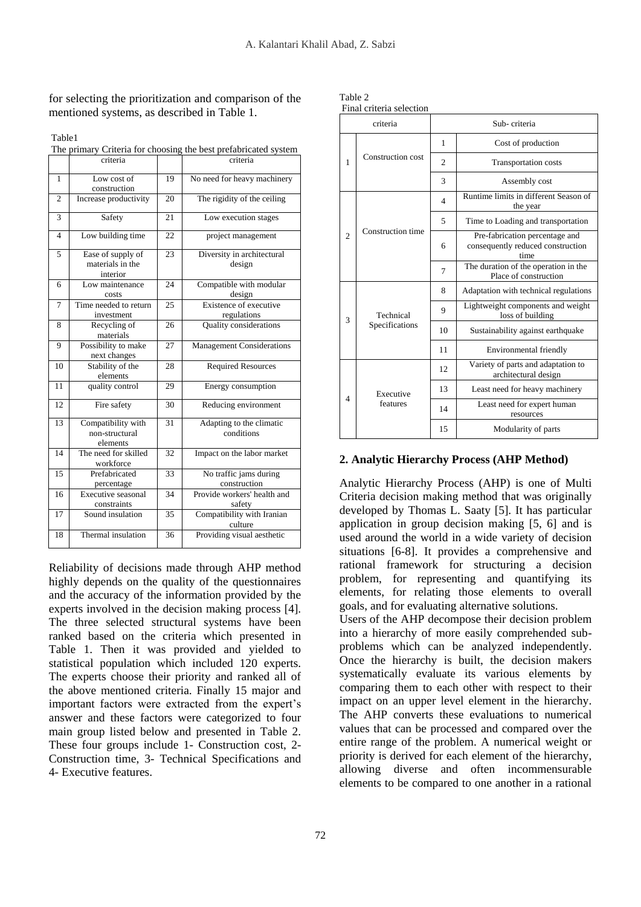for selecting the prioritization and comparison of the mentioned systems, as described in Table 1.

Table1
The primary Criteria for choosing the best prefabricated system

| | criteria | | criteria |
|---|---|---|---|
| 1 | Low cost of construction | 19 | No need for heavy machinery |
| 2 | Increase productivity | 20 | The rigidity of the ceiling |
| 3 | Safety | 21 | Low execution stages |
| 4 | Low building time | 22 | project management |
| 5 | Ease of supply of materials in the interior | 23 | Diversity in architectural design |
| 6 | Low maintenance costs | 24 | Compatible with modular design |
| 7 | Time needed to return investment | 25 | Existence of executive regulations |
| 8 | Recycling of materials | 26 | Quality considerations |
| 9 | Possibility to make next changes | 27 | Management Considerations |
| 10 | Stability of the elements | 28 | Required Resources |
| 11 | quality control | 29 | Energy consumption |
| 12 | Fire safety | 30 | Reducing environment |
| 13 | Compatibility with non-structural elements | 31 | Adapting to the climatic conditions |
| 14 | The need for skilled workforce | 32 | Impact on the labor market |
| 15 | Prefabricated percentage | 33 | No traffic jams during construction |
| 16 | Executive seasonal constraints | 34 | Provide workers' health and safety |
| 17 | Sound insulation | 35 | Compatibility with Iranian culture |
| 18 | Thermal insulation | 36 | Providing visual aesthetic |

Reliability of decisions made through AHP method highly depends on the quality of the questionnaires and the accuracy of the information provided by the experts involved in the decision making process [4]. The three selected structural systems have been ranked based on the criteria which presented in Table 1. Then it was provided and yielded to statistical population which included 120 experts. The experts choose their priority and ranked all of the above mentioned criteria. Finally 15 major and important factors were extracted from the expert's answer and these factors were categorized to four main group listed below and presented in Table 2. These four groups include 1- Construction cost, 2- Construction time, 3- Technical Specifications and 4- Executive features.

Table 2
Final criteria selection

| criteria | | Sub- criteria | |
|---|---|---|---|
| 1 | Construction cost | 1 | Cost of production |
| | | 2 | Transportation costs |
| | | 3 | Assembly cost |
| 2 | Construction time | 4 | Runtime limits in different Season of the year |
| | | 5 | Time to Loading and transportation |
| | | 6 | Pre-fabrication percentage and consequently reduced construction time |
| | | 7 | The duration of the operation in the Place of construction |
| 3 | Technical Specifications | 8 | Adaptation with technical regulations |
| | | 9 | Lightweight components and weight loss of building |
| | | 10 | Sustainability against earthquake |
| | | 11 | Environmental friendly |
| 4 | Executive features | 12 | Variety of parts and adaptation to architectural design |
| | | 13 | Least need for heavy machinery |
| | | 14 | Least need for expert human resources |
| | | 15 | Modularity of parts |

## 2. Analytic Hierarchy Process (AHP Method)

Analytic Hierarchy Process (AHP) is one of Multi Criteria decision making method that was originally developed by Thomas L. Saaty [5]. It has particular application in group decision making [5, 6] and is used around the world in a wide variety of decision situations [6-8]. It provides a comprehensive and rational framework for structuring a decision problem, for representing and quantifying its elements, for relating those elements to overall goals, and for evaluating alternative solutions.

Users of the AHP decompose their decision problem into a hierarchy of more easily comprehended sub-problems which can be analyzed independently. Once the hierarchy is built, the decision makers systematically evaluate its various elements by comparing them to each other with respect to their impact on an upper level element in the hierarchy. The AHP converts these evaluations to numerical values that can be processed and compared over the entire range of the problem. A numerical weight or priority is derived for each element of the hierarchy, allowing diverse and often incommensurable elements to be compared to one another in a rational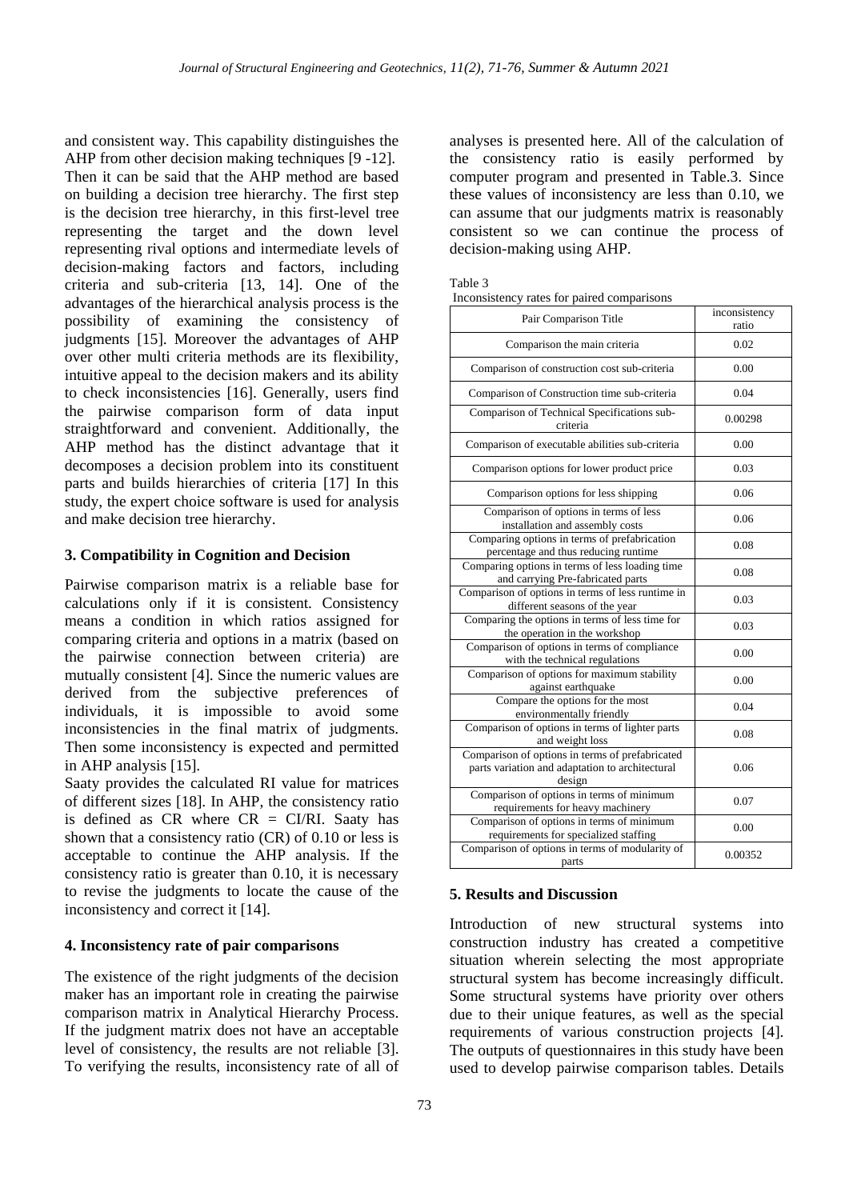and consistent way. This capability distinguishes the AHP from other decision making techniques [9 -12]. Then it can be said that the AHP method are based on building a decision tree hierarchy. The first step is the decision tree hierarchy, in this first-level tree representing the target and the down level representing rival options and intermediate levels of decision-making factors and factors, including criteria and sub-criteria [13, 14]. One of the advantages of the hierarchical analysis process is the possibility of examining the consistency of judgments [15]. Moreover the advantages of AHP over other multi criteria methods are its flexibility, intuitive appeal to the decision makers and its ability to check inconsistencies [16]. Generally, users find the pairwise comparison form of data input straightforward and convenient. Additionally, the AHP method has the distinct advantage that it decomposes a decision problem into its constituent parts and builds hierarchies of criteria [17] In this study, the expert choice software is used for analysis and make decision tree hierarchy.

### 3. Compatibility in Cognition and Decision

Pairwise comparison matrix is a reliable base for calculations only if it is consistent. Consistency means a condition in which ratios assigned for comparing criteria and options in a matrix (based on the pairwise connection between criteria) are mutually consistent [4]. Since the numeric values are derived from the subjective preferences of individuals, it is impossible to avoid some inconsistencies in the final matrix of judgments. Then some inconsistency is expected and permitted in AHP analysis [15].

Saaty provides the calculated RI value for matrices of different sizes [18]. In AHP, the consistency ratio is defined as CR where $CR = CI/RI$. Saaty has shown that a consistency ratio (CR) of 0.10 or less is acceptable to continue the AHP analysis. If the consistency ratio is greater than 0.10, it is necessary to revise the judgments to locate the cause of the inconsistency and correct it [14].

### 4. Inconsistency rate of pair comparisons

The existence of the right judgments of the decision maker has an important role in creating the pairwise comparison matrix in Analytical Hierarchy Process. If the judgment matrix does not have an acceptable level of consistency, the results are not reliable [3]. To verifying the results, inconsistency rate of all of analyses is presented here. All of the calculation of the consistency ratio is easily performed by computer program and presented in Table.3. Since these values of inconsistency are less than 0.10, we can assume that our judgments matrix is reasonably consistent so we can continue the process of decision-making using AHP.

Table 3
Inconsistency rates for paired comparisons

| Pair Comparison Title | inconsistency ratio |
|---|---|
| Comparison the main criteria | 0.02 |
| Comparison of construction cost sub-criteria | 0.00 |
| Comparison of Construction time sub-criteria | 0.04 |
| Comparison of Technical Specifications sub-criteria | 0.00298 |
| Comparison of executable abilities sub-criteria | 0.00 |
| Comparison options for lower product price | 0.03 |
| Comparison options for less shipping | 0.06 |
| Comparison of options in terms of less installation and assembly costs | 0.06 |
| Comparing options in terms of prefabrication percentage and thus reducing runtime | 0.08 |
| Comparing options in terms of less loading time and carrying Pre-fabricated parts | 0.08 |
| Comparison of options in terms of less runtime in different seasons of the year | 0.03 |
| Comparing the options in terms of less time for the operation in the workshop | 0.03 |
| Comparison of options in terms of compliance with the technical regulations | 0.00 |
| Comparison of options for maximum stability against earthquake | 0.00 |
| Compare the options for the most environmentally friendly | 0.04 |
| Comparison of options in terms of lighter parts and weight loss | 0.08 |
| Comparison of options in terms of prefabricated parts variation and adaptation to architectural design | 0.06 |
| Comparison of options in terms of minimum requirements for heavy machinery | 0.07 |
| Comparison of options in terms of minimum requirements for specialized staffing | 0.00 |
| Comparison of options in terms of modularity of parts | 0.00352 |

### 5. Results and Discussion

Introduction of new structural systems into construction industry has created a competitive situation wherein selecting the most appropriate structural system has become increasingly difficult. Some structural systems have priority over others due to their unique features, as well as the special requirements of various construction projects [4]. The outputs of questionnaires in this study have been used to develop pairwise comparison tables. Details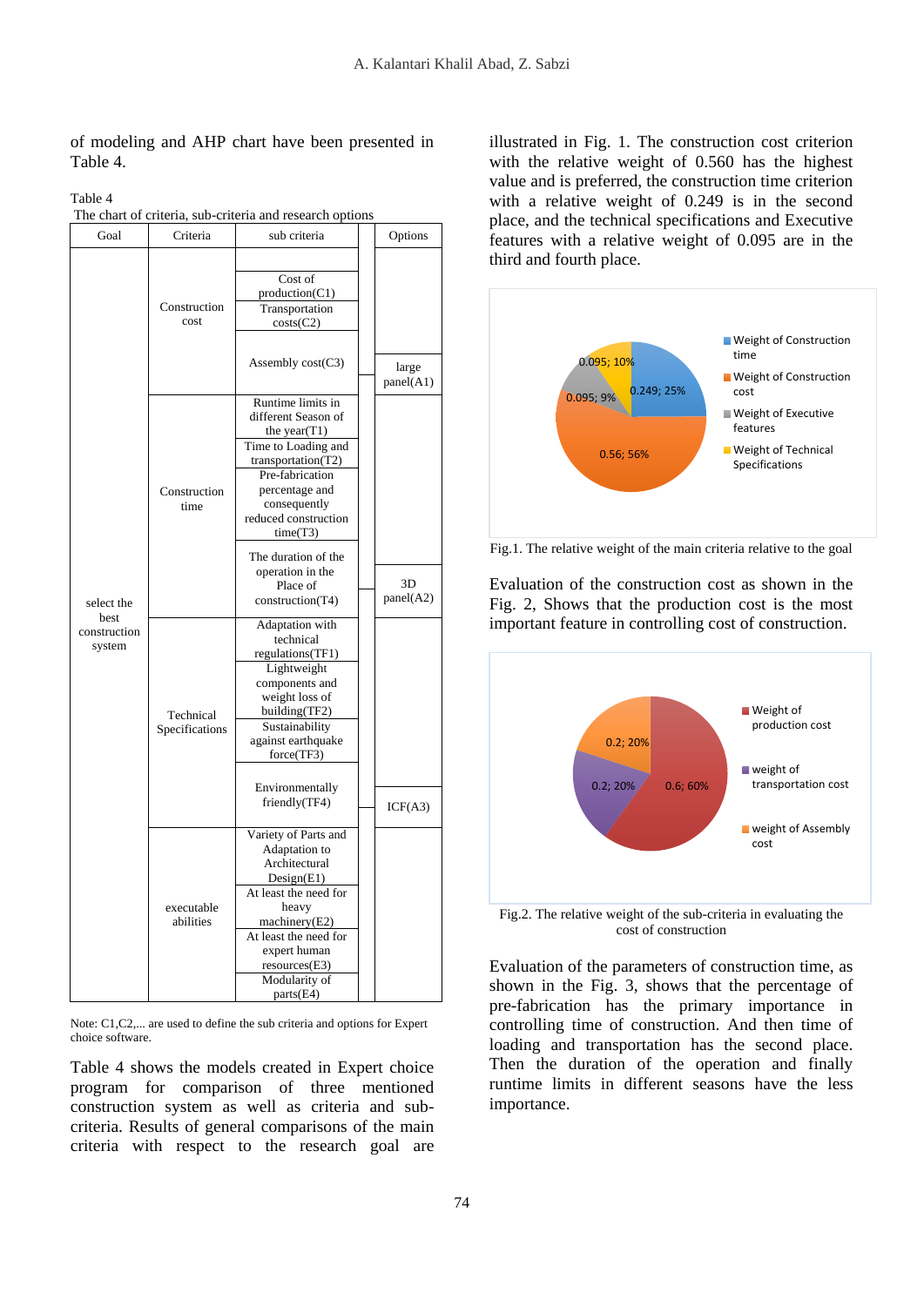of modeling and AHP chart have been presented in Table 4.

Table 4
The chart of criteria, sub-criteria and research options

| Goal | Criteria | sub criteria | Options |
|---|---|---|---|
| select the best construction system | Construction cost | Cost of production(C1) | |
| | | Transportation costs(C2) | |
| | | Assembly cost(C3) | large panel(A1) |
| | Construction time | Runtime limits in different Season of the year(T1) | |
| | | Time to Loading and transportation(T2) | |
| | | Pre-fabrication percentage and consequently reduced construction time(T3) | |
| | | The duration of the operation in the Place of construction(T4) | 3D panel(A2) |
| | Technical Specifications | Adaptation with technical regulations(TF1) | |
| | | Lightweight components and weight loss of building(TF2) | |
| | | Sustainability against earthquake force(TF3) | |
| | | Environmentally friendly(TF4) | ICF(A3) |
| | executable abilities | Variety of Parts and Adaptation to Architectural Design(E1) | |
| | | At least the need for heavy machinery(E2) | |
| | | At least the need for expert human resources(E3) | |
| | | Modularity of parts(E4) | |

Note: C1,C2,... are used to define the sub criteria and options for Expert choice software.

Table 4 shows the models created in Expert choice program for comparison of three mentioned construction system as well as criteria and sub-criteria. Results of general comparisons of the main criteria with respect to the research goal are illustrated in Fig. 1. The construction cost criterion with the relative weight of 0.560 has the highest value and is preferred, the construction time criterion with a relative weight of 0.249 is in the second place, and the technical specifications and Executive features with a relative weight of 0.095 are in the third and fourth place.

Fig.1. The relative weight of the main criteria relative to the goal

Evaluation of the construction cost as shown in the Fig. 2, Shows that the production cost is the most important feature in controlling cost of construction.

Fig.2. The relative weight of the sub-criteria in evaluating the cost of construction

Evaluation of the parameters of construction time, as shown in the Fig. 3, shows that the percentage of pre-fabrication has the primary importance in controlling time of construction. And then time of loading and transportation has the second place. Then the duration of the operation and finally runtime limits in different seasons have the less importance.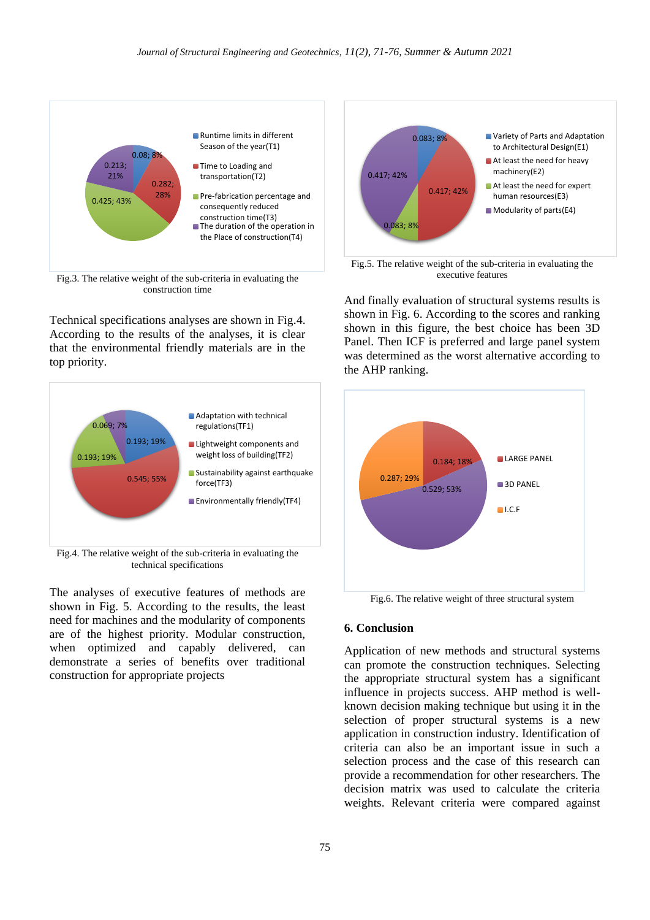Fig.3. The relative weight of the sub-criteria in evaluating the construction time

Technical specifications analyses are shown in Fig.4. According to the results of the analyses, it is clear that the environmental friendly materials are in the top priority.

Fig.4. The relative weight of the sub-criteria in evaluating the technical specifications

The analyses of executive features of methods are shown in Fig. 5. According to the results, the least need for machines and the modularity of components are of the highest priority. Modular construction, when optimized and capably delivered, can demonstrate a series of benefits over traditional construction for appropriate projects

Fig.5. The relative weight of the sub-criteria in evaluating the executive features

And finally evaluation of structural systems results is shown in Fig. 6. According to the scores and ranking shown in this figure, the best choice has been 3D Panel. Then ICF is preferred and large panel system was determined as the worst alternative according to the AHP ranking.

Fig.6. The relative weight of three structural system

## 6. Conclusion

Application of new methods and structural systems can promote the construction techniques. Selecting the appropriate structural system has a significant influence in projects success. AHP method is well-known decision making technique but using it in the selection of proper structural systems is a new application in construction industry. Identification of criteria can also be an important issue in such a selection process and the case of this research can provide a recommendation for other researchers. The decision matrix was used to calculate the criteria weights. Relevant criteria were compared against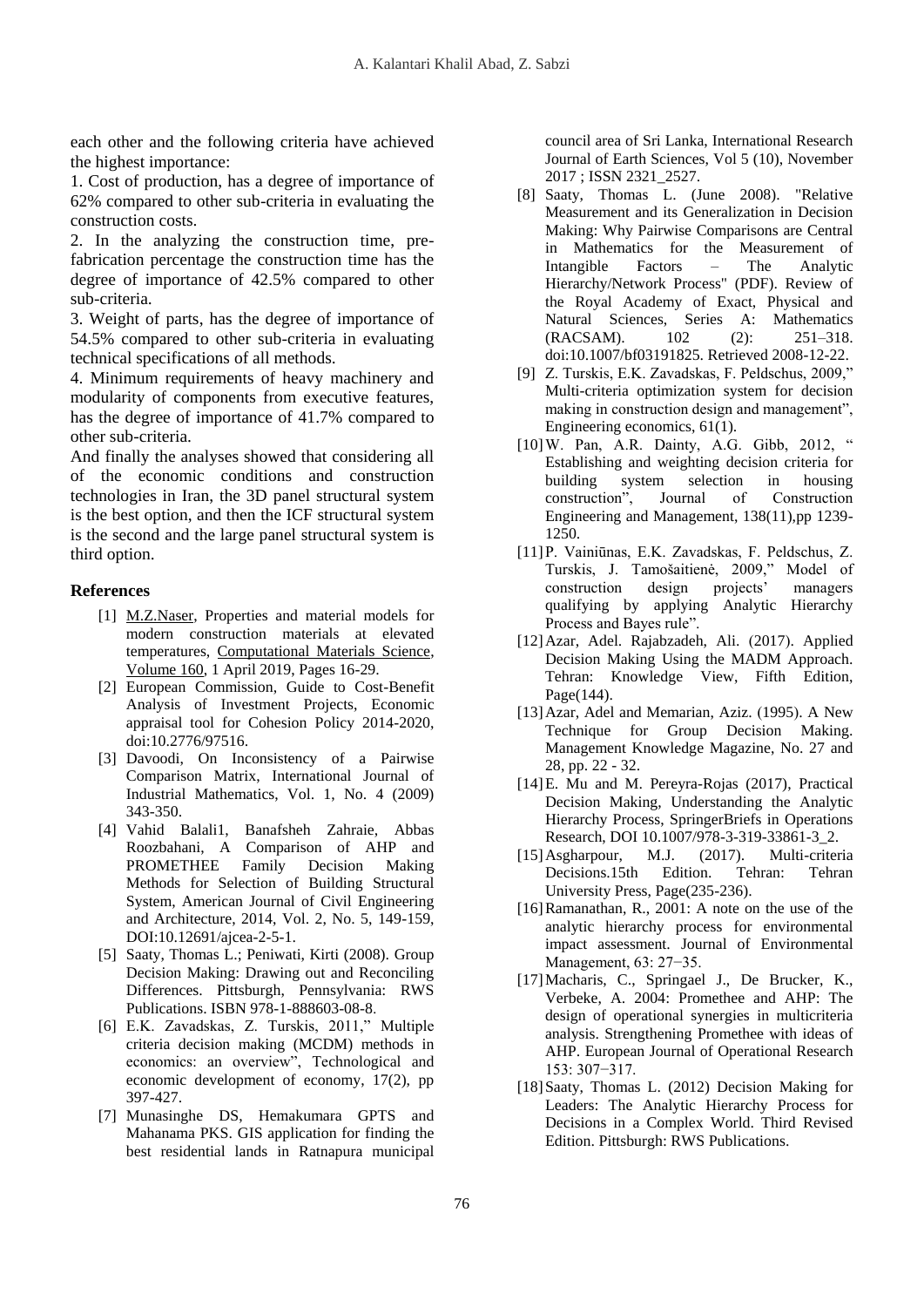each other and the following criteria have achieved the highest importance:

1. Cost of production, has a degree of importance of 62% compared to other sub-criteria in evaluating the construction costs.
2. In the analyzing the construction time, pre-fabrication percentage the construction time has the degree of importance of 42.5% compared to other sub-criteria.
3. Weight of parts, has the degree of importance of 54.5% compared to other sub-criteria in evaluating technical specifications of all methods.
4. Minimum requirements of heavy machinery and modularity of components from executive features, has the degree of importance of 41.7% compared to other sub-criteria.

And finally the analyses showed that considering all of the economic conditions and construction technologies in Iran, the 3D panel structural system is the best option, and then the ICF structural system is the second and the large panel structural system is third option.

## References

[1] M.Z.Naser, Properties and material models for modern construction materials at elevated temperatures, Computational Materials Science, Volume 160, 1 April 2019, Pages 16-29.

[2] European Commission, Guide to Cost-Benefit Analysis of Investment Projects, Economic appraisal tool for Cohesion Policy 2014-2020, doi:10.2776/97516.

[3] Davoodi, On Inconsistency of a Pairwise Comparison Matrix, International Journal of Industrial Mathematics, Vol. 1, No. 4 (2009) 343-350.

[4] Vahid Balali1, Banafsheh Zahraie, Abbas Roozbahani, A Comparison of AHP and PROMETHEE Family Decision Making Methods for Selection of Building Structural System, American Journal of Civil Engineering and Architecture, 2014, Vol. 2, No. 5, 149-159, DOI:10.12691/ajcea-2-5-1.

[5] Saaty, Thomas L.; Peniwati, Kirti (2008). Group Decision Making: Drawing out and Reconciling Differences. Pittsburgh, Pennsylvania: RWS Publications. ISBN 978-1-888603-08-8.

[6] E.K. Zavadskas, Z. Turskis, 2011," Multiple criteria decision making (MCDM) methods in economics: an overview", Technological and economic development of economy, 17(2), pp 397-427.

[7] Munasinghe DS, Hemakumara GPTS and Mahanama PKS. GIS application for finding the best residential lands in Ratnapura municipal council area of Sri Lanka, International Research Journal of Earth Sciences, Vol 5 (10), November 2017 ; ISSN 2321_2527.

[8] Saaty, Thomas L. (June 2008). "Relative Measurement and its Generalization in Decision Making: Why Pairwise Comparisons are Central in Mathematics for the Measurement of Intangible Factors – The Analytic Hierarchy/Network Process" (PDF). Review of the Royal Academy of Exact, Physical and Natural Sciences, Series A: Mathematics (RACSAM). 102 (2): 251–318. doi:10.1007/bf03191825. Retrieved 2008-12-22.

[9] Z. Turskis, E.K. Zavadskas, F. Peldschus, 2009," Multi-criteria optimization system for decision making in construction design and management", Engineering economics, 61(1).

[10] W. Pan, A.R. Dainty, A.G. Gibb, 2012, " Establishing and weighting decision criteria for building system selection in housing construction", Journal of Construction Engineering and Management, 138(11),pp 1239-1250.

[11] P. Vainiūnas, E.K. Zavadskas, F. Peldschus, Z. Turskis, J. Tamošaitienė, 2009," Model of construction design projects' managers qualifying by applying Analytic Hierarchy Process and Bayes rule".

[12] Azar, Adel. Rajabzadeh, Ali. (2017). Applied Decision Making Using the MADM Approach. Tehran: Knowledge View, Fifth Edition, Page(144).

[13] Azar, Adel and Memarian, Aziz. (1995). A New Technique for Group Decision Making. Management Knowledge Magazine, No. 27 and 28, pp. 22 - 32.

[14] E. Mu and M. Pereyra-Rojas (2017), Practical Decision Making, Understanding the Analytic Hierarchy Process, SpringerBriefs in Operations Research, DOI 10.1007/978-3-319-33861-3_2.

[15] Asgharpour, M.J. (2017). Multi-criteria Decisions.15th Edition. Tehran: Tehran University Press, Page(235-236).

[16] Ramanathan, R., 2001: A note on the use of the analytic hierarchy process for environmental impact assessment. Journal of Environmental Management, 63: 27−35.

[17] Macharis, C., Springael J., De Brucker, K., Verbeke, A. 2004: Promethee and AHP: The design of operational synergies in multicriteria analysis. Strengthening Promethee with ideas of AHP. European Journal of Operational Research 153: 307−317.

[18] Saaty, Thomas L. (2012) Decision Making for Leaders: The Analytic Hierarchy Process for Decisions in a Complex World. Third Revised Edition. Pittsburgh: RWS Publications.